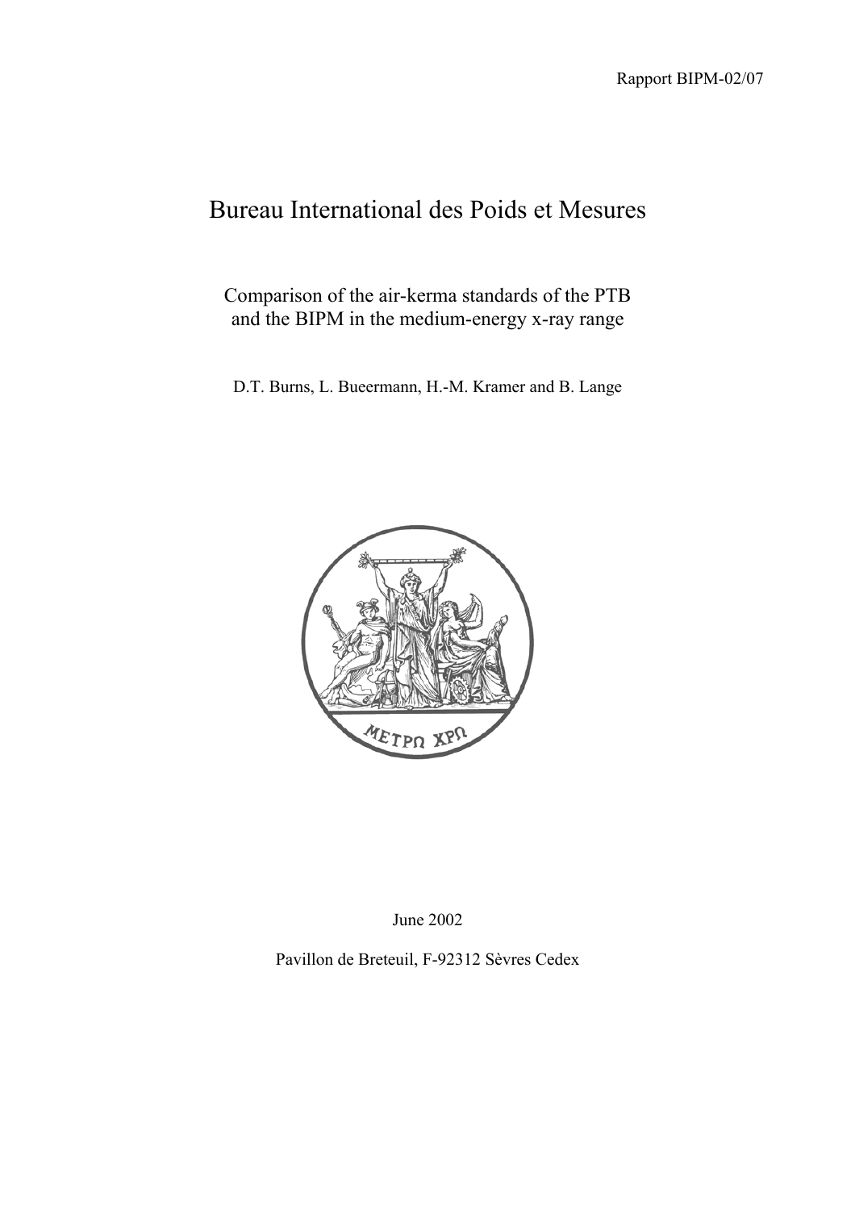Rapport BIPM-02/07

# Bureau International des Poids et Mesures

Comparison of the air-kerma standards of the PTB and the BIPM in the medium-energy x-ray range

D.T. Burns, L. Bueermann, H.-M. Kramer and B. Lange

June 2002

Pavillon de Breteuil, F-92312 Sèvres Cedex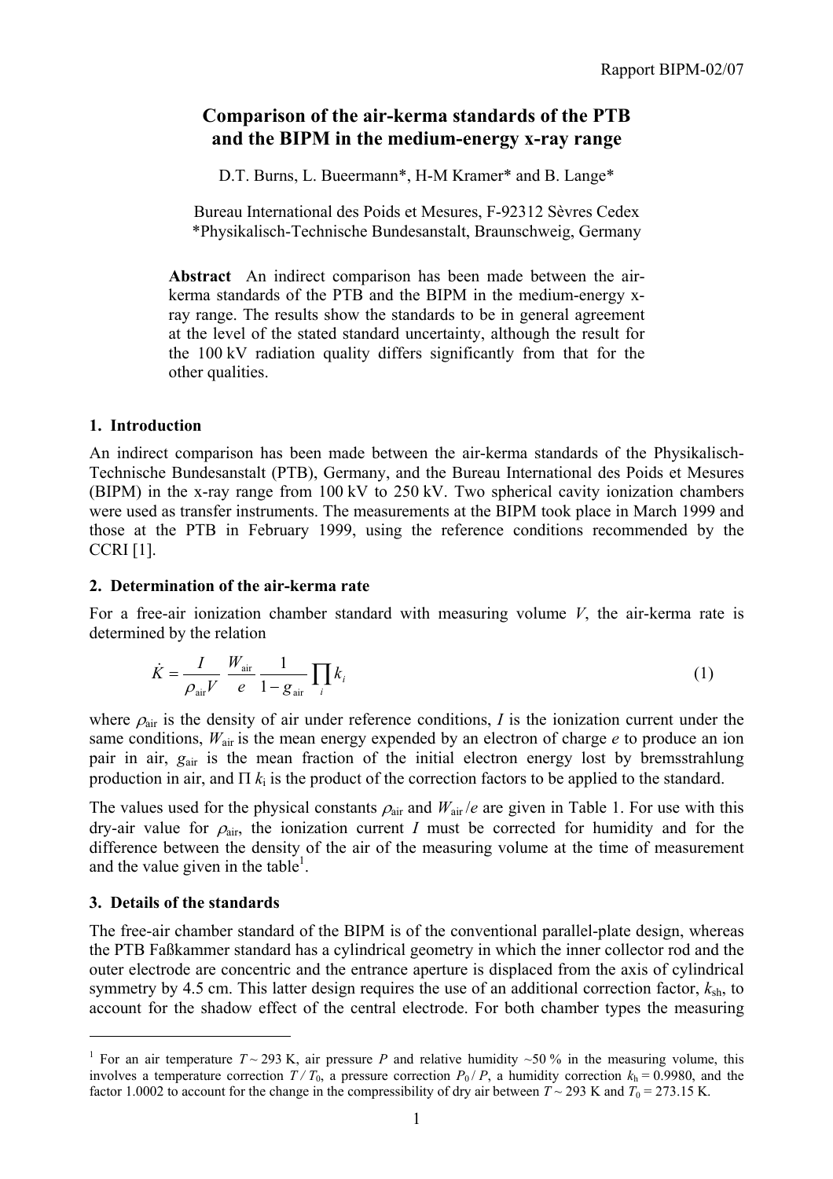# Comparison of the air-kerma standards of the PTB and the BIPM in the medium-energy x-ray range

D.T. Burns, L. Bueermann*, H-M Kramer* and B. Lange*

Bureau International des Poids et Mesures, F-92312 Sèvres Cedex
*Physikalisch-Technische Bundesanstalt, Braunschweig, Germany

**Abstract** An indirect comparison has been made between the air-kerma standards of the PTB and the BIPM in the medium-energy x-ray range. The results show the standards to be in general agreement at the level of the stated standard uncertainty, although the result for the 100 kV radiation quality differs significantly from that for the other qualities.

## 1. Introduction

An indirect comparison has been made between the air-kerma standards of the Physikalisch-Technische Bundesanstalt (PTB), Germany, and the Bureau International des Poids et Mesures (BIPM) in the x-ray range from 100 kV to 250 kV. Two spherical cavity ionization chambers were used as transfer instruments. The measurements at the BIPM took place in March 1999 and those at the PTB in February 1999, using the reference conditions recommended by the CCRI [1].

## 2. Determination of the air-kerma rate

For a free-air ionization chamber standard with measuring volume $V$, the air-kerma rate is determined by the relation

$$\dot{K} = \frac{I}{\rho_{\text{air}} V} \frac{W_{\text{air}}}{e} \frac{1}{1 - g_{\text{air}}} \prod_i k_i \tag{1}$$

where $\rho_{\text{air}}$ is the density of air under reference conditions, $I$ is the ionization current under the same conditions, $W_{\text{air}}$ is the mean energy expended by an electron of charge $e$ to produce an ion pair in air, $g_{\text{air}}$ is the mean fraction of the initial electron energy lost by bremsstrahlung production in air, and $\Pi\, k_i$ is the product of the correction factors to be applied to the standard.

The values used for the physical constants $\rho_{\text{air}}$ and $W_{\text{air}}/e$ are given in Table 1. For use with this dry-air value for $\rho_{\text{air}}$, the ionization current $I$ must be corrected for humidity and for the difference between the density of the air of the measuring volume at the time of measurement and the value given in the table[1].

## 3. Details of the standards

The free-air chamber standard of the BIPM is of the conventional parallel-plate design, whereas the PTB Faßkammer standard has a cylindrical geometry in which the inner collector rod and the outer electrode are concentric and the entrance aperture is displaced from the axis of cylindrical symmetry by 4.5 cm. This latter design requires the use of an additional correction factor, $k_{\text{sh}}$, to account for the shadow effect of the central electrode. For both chamber types the measuring

[1] For an air temperature $T \sim 293$ K, air pressure $P$ and relative humidity ~50 % in the measuring volume, this involves a temperature correction $T/T_0$, a pressure correction $P_0/P$, a humidity correction $k_{\text{h}} = 0.9980$, and the factor 1.0002 to account for the change in the compressibility of dry air between $T \sim 293$ K and $T_0 = 273.15$ K.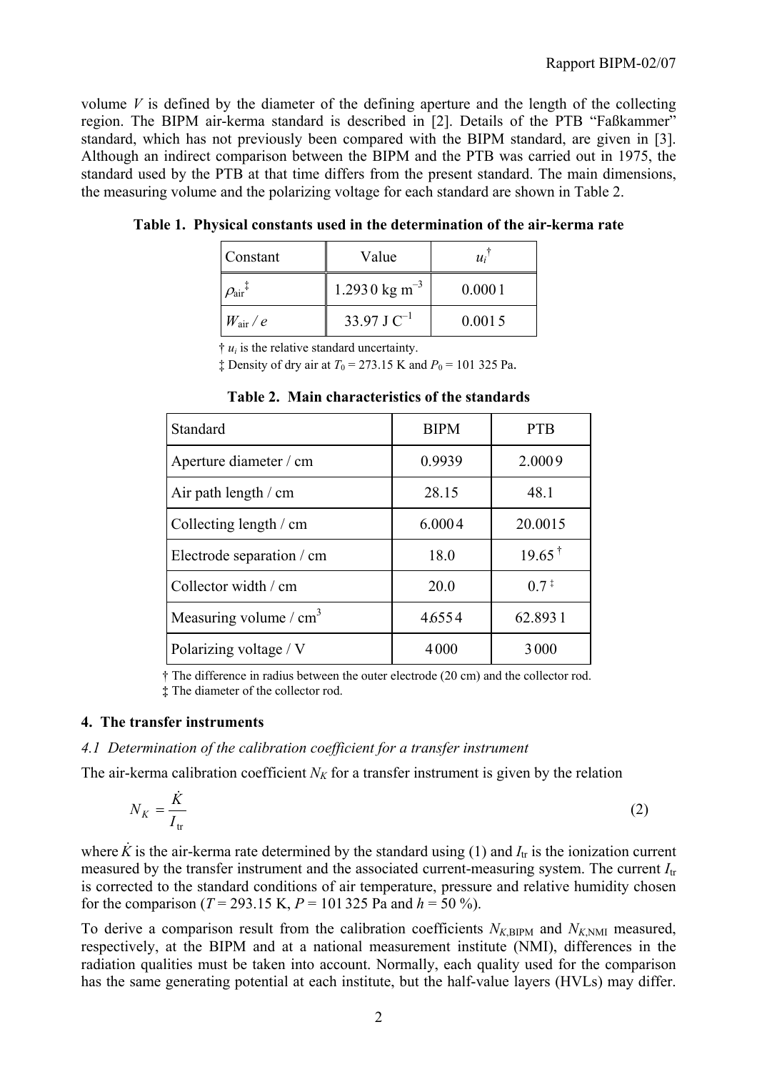volume $V$ is defined by the diameter of the defining aperture and the length of the collecting region. The BIPM air-kerma standard is described in [2]. Details of the PTB "Faßkammer" standard, which has not previously been compared with the BIPM standard, are given in [3]. Although an indirect comparison between the BIPM and the PTB was carried out in 1975, the standard used by the PTB at that time differs from the present standard. The main dimensions, the measuring volume and the polarizing voltage for each standard are shown in Table 2.

**Table 1. Physical constants used in the determination of the air-kerma rate**

| Constant | Value | $u_i$ † |
|---|---|---|
| $\rho_{air}$ ‡ | 1.293 0 kg m$^{-3}$ | 0.000 1 |
| $W_{air} / e$ | 33.97 J C$^{-1}$ | 0.001 5 |

† $u_i$ is the relative standard uncertainty.

‡ Density of dry air at $T_0$ = 273.15 K and $P_0$ = 101 325 Pa.

**Table 2. Main characteristics of the standards**

| Standard | BIPM | PTB |
|---|---|---|
| Aperture diameter / cm | 0.9939 | 2.000 9 |
| Air path length / cm | 28.15 | 48.1 |
| Collecting length / cm | 6.000 4 | 20.0015 |
| Electrode separation / cm | 18.0 | 19.65 † |
| Collector width / cm | 20.0 | 0.7 ‡ |
| Measuring volume / cm$^3$ | 4.655 4 | 62.893 1 |
| Polarizing voltage / V | 4 000 | 3 000 |

† The difference in radius between the outer electrode (20 cm) and the collector rod.

‡ The diameter of the collector rod.

## 4. The transfer instruments

### *4.1 Determination of the calibration coefficient for a transfer instrument*

The air-kerma calibration coefficient $N_K$ for a transfer instrument is given by the relation

$$N_K = \frac{\dot{K}}{I_{tr}} \tag{2}$$

where $\dot{K}$ is the air-kerma rate determined by the standard using (1) and $I_{tr}$ is the ionization current measured by the transfer instrument and the associated current-measuring system. The current $I_{tr}$ is corrected to the standard conditions of air temperature, pressure and relative humidity chosen for the comparison ($T$ = 293.15 K, $P$ = 101 325 Pa and $h$ = 50 %).

To derive a comparison result from the calibration coefficients $N_{K,\text{BIPM}}$ and $N_{K,\text{NMI}}$ measured, respectively, at the BIPM and at a national measurement institute (NMI), differences in the radiation qualities must be taken into account. Normally, each quality used for the comparison has the same generating potential at each institute, but the half-value layers (HVLs) may differ.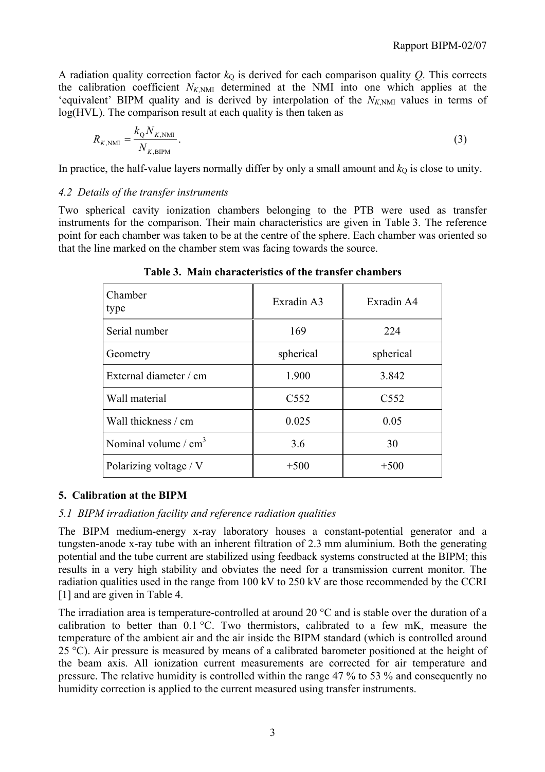A radiation quality correction factor $k_Q$ is derived for each comparison quality $Q$. This corrects the calibration coefficient $N_{K,\text{NMI}}$ determined at the NMI into one which applies at the 'equivalent' BIPM quality and is derived by interpolation of the $N_{K,\text{NMI}}$ values in terms of log(HVL). The comparison result at each quality is then taken as

$$R_{K,\text{NMI}} = \frac{k_Q N_{K,\text{NMI}}}{N_{K,\text{BIPM}}}. \tag{3}$$

In practice, the half-value layers normally differ by only a small amount and $k_Q$ is close to unity.

### *4.2 Details of the transfer instruments*

Two spherical cavity ionization chambers belonging to the PTB were used as transfer instruments for the comparison. Their main characteristics are given in Table 3. The reference point for each chamber was taken to be at the centre of the sphere. Each chamber was oriented so that the line marked on the chamber stem was facing towards the source.

**Table 3. Main characteristics of the transfer chambers**

| Chamber type | Exradin A3 | Exradin A4 |
|---|---|---|
| Serial number | 169 | 224 |
| Geometry | spherical | spherical |
| External diameter / cm | 1.900 | 3.842 |
| Wall material | C552 | C552 |
| Wall thickness / cm | 0.025 | 0.05 |
| Nominal volume / cm$^3$ | 3.6 | 30 |
| Polarizing voltage / V | +500 | +500 |

## 5. Calibration at the BIPM

### *5.1 BIPM irradiation facility and reference radiation qualities*

The BIPM medium-energy x-ray laboratory houses a constant-potential generator and a tungsten-anode x-ray tube with an inherent filtration of 2.3 mm aluminium. Both the generating potential and the tube current are stabilized using feedback systems constructed at the BIPM; this results in a very high stability and obviates the need for a transmission current monitor. The radiation qualities used in the range from 100 kV to 250 kV are those recommended by the CCRI [1] and are given in Table 4.

The irradiation area is temperature-controlled at around 20 °C and is stable over the duration of a calibration to better than 0.1 °C. Two thermistors, calibrated to a few mK, measure the temperature of the ambient air and the air inside the BIPM standard (which is controlled around 25 °C). Air pressure is measured by means of a calibrated barometer positioned at the height of the beam axis. All ionization current measurements are corrected for air temperature and pressure. The relative humidity is controlled within the range 47 % to 53 % and consequently no humidity correction is applied to the current measured using transfer instruments.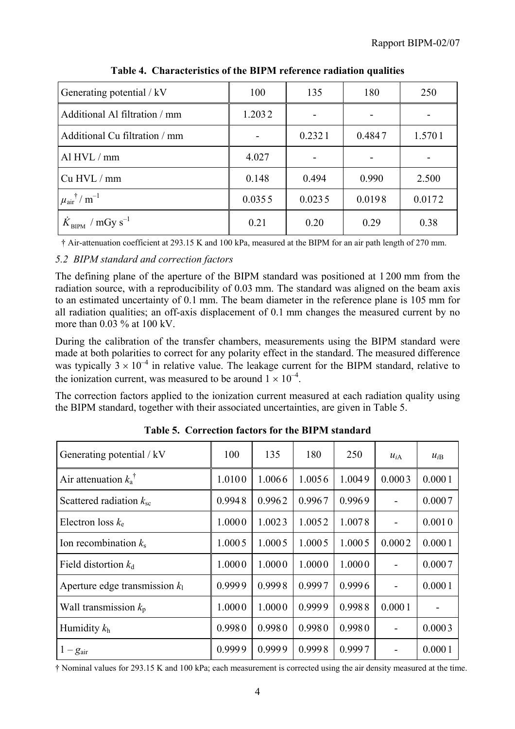**Table 4. Characteristics of the BIPM reference radiation qualities**

| Generating potential / kV | 100 | 135 | 180 | 250 |
|---|---|---|---|---|
| Additional Al filtration / mm | 1.2032 | - | - | - |
| Additional Cu filtration / mm | - | 0.2321 | 0.4847 | 1.5701 |
| Al HVL / mm | 4.027 | - | - | - |
| Cu HVL / mm | 0.148 | 0.494 | 0.990 | 2.500 |
| $\mu_{air}^{\dagger}$ / $m^{-1}$ | 0.0355 | 0.0235 | 0.0198 | 0.0172 |
| $\dot{K}_{BIPM}$ / mGy $s^{-1}$ | 0.21 | 0.20 | 0.29 | 0.38 |

† Air-attenuation coefficient at 293.15 K and 100 kPa, measured at the BIPM for an air path length of 270 mm.

### *5.2 BIPM standard and correction factors*

The defining plane of the aperture of the BIPM standard was positioned at 1200 mm from the radiation source, with a reproducibility of 0.03 mm. The standard was aligned on the beam axis to an estimated uncertainty of 0.1 mm. The beam diameter in the reference plane is 105 mm for all radiation qualities; an off-axis displacement of 0.1 mm changes the measured current by no more than 0.03 % at 100 kV.

During the calibration of the transfer chambers, measurements using the BIPM standard were made at both polarities to correct for any polarity effect in the standard. The measured difference was typically $3 \times 10^{-4}$ in relative value. The leakage current for the BIPM standard, relative to the ionization current, was measured to be around $1 \times 10^{-4}$.

The correction factors applied to the ionization current measured at each radiation quality using the BIPM standard, together with their associated uncertainties, are given in Table 5.

**Table 5. Correction factors for the BIPM standard**

| Generating potential / kV | 100 | 135 | 180 | 250 | $u_{iA}$ | $u_{iB}$ |
|---|---|---|---|---|---|---|
| Air attenuation $k_a^{\dagger}$ | 1.0100 | 1.0066 | 1.0056 | 1.0049 | 0.0003 | 0.0001 |
| Scattered radiation $k_{sc}$ | 0.9948 | 0.9962 | 0.9967 | 0.9969 | - | 0.0007 |
| Electron loss $k_e$ | 1.0000 | 1.0023 | 1.0052 | 1.0078 | - | 0.0010 |
| Ion recombination $k_s$ | 1.0005 | 1.0005 | 1.0005 | 1.0005 | 0.0002 | 0.0001 |
| Field distortion $k_d$ | 1.0000 | 1.0000 | 1.0000 | 1.0000 | - | 0.0007 |
| Aperture edge transmission $k_l$ | 0.9999 | 0.9998 | 0.9997 | 0.9996 | - | 0.0001 |
| Wall transmission $k_p$ | 1.0000 | 1.0000 | 0.9999 | 0.9988 | 0.0001 | - |
| Humidity $k_h$ | 0.9980 | 0.9980 | 0.9980 | 0.9980 | - | 0.0003 |
| $1 - g_{air}$ | 0.9999 | 0.9999 | 0.9998 | 0.9997 | - | 0.0001 |

† Nominal values for 293.15 K and 100 kPa; each measurement is corrected using the air density measured at the time.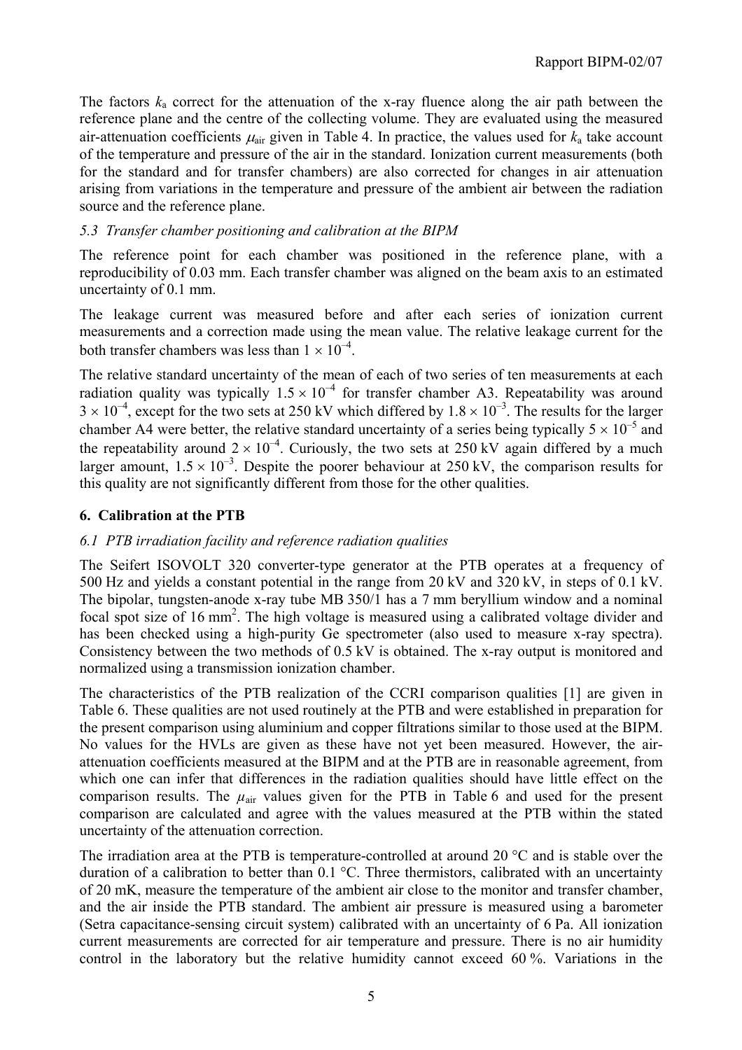The factors $k_a$ correct for the attenuation of the x-ray fluence along the air path between the reference plane and the centre of the collecting volume. They are evaluated using the measured air-attenuation coefficients $\mu_{air}$ given in Table 4. In practice, the values used for $k_a$ take account of the temperature and pressure of the air in the standard. Ionization current measurements (both for the standard and for transfer chambers) are also corrected for changes in air attenuation arising from variations in the temperature and pressure of the ambient air between the radiation source and the reference plane.

### *5.3 Transfer chamber positioning and calibration at the BIPM*

The reference point for each chamber was positioned in the reference plane, with a reproducibility of 0.03 mm. Each transfer chamber was aligned on the beam axis to an estimated uncertainty of 0.1 mm.

The leakage current was measured before and after each series of ionization current measurements and a correction made using the mean value. The relative leakage current for the both transfer chambers was less than $1 \times 10^{-4}$.

The relative standard uncertainty of the mean of each of two series of ten measurements at each radiation quality was typically $1.5 \times 10^{-4}$ for transfer chamber A3. Repeatability was around $3 \times 10^{-4}$, except for the two sets at 250 kV which differed by $1.8 \times 10^{-3}$. The results for the larger chamber A4 were better, the relative standard uncertainty of a series being typically $5 \times 10^{-5}$ and the repeatability around $2 \times 10^{-4}$. Curiously, the two sets at 250 kV again differed by a much larger amount, $1.5 \times 10^{-3}$. Despite the poorer behaviour at 250 kV, the comparison results for this quality are not significantly different from those for the other qualities.

## 6. Calibration at the PTB

### *6.1 PTB irradiation facility and reference radiation qualities*

The Seifert ISOVOLT 320 converter-type generator at the PTB operates at a frequency of 500 Hz and yields a constant potential in the range from 20 kV and 320 kV, in steps of 0.1 kV. The bipolar, tungsten-anode x-ray tube MB 350/1 has a 7 mm beryllium window and a nominal focal spot size of 16 mm$^2$. The high voltage is measured using a calibrated voltage divider and has been checked using a high-purity Ge spectrometer (also used to measure x-ray spectra). Consistency between the two methods of 0.5 kV is obtained. The x-ray output is monitored and normalized using a transmission ionization chamber.

The characteristics of the PTB realization of the CCRI comparison qualities [1] are given in Table 6. These qualities are not used routinely at the PTB and were established in preparation for the present comparison using aluminium and copper filtrations similar to those used at the BIPM. No values for the HVLs are given as these have not yet been measured. However, the air-attenuation coefficients measured at the BIPM and at the PTB are in reasonable agreement, from which one can infer that differences in the radiation qualities should have little effect on the comparison results. The $\mu_{air}$ values given for the PTB in Table 6 and used for the present comparison are calculated and agree with the values measured at the PTB within the stated uncertainty of the attenuation correction.

The irradiation area at the PTB is temperature-controlled at around 20 °C and is stable over the duration of a calibration to better than 0.1 °C. Three thermistors, calibrated with an uncertainty of 20 mK, measure the temperature of the ambient air close to the monitor and transfer chamber, and the air inside the PTB standard. The ambient air pressure is measured using a barometer (Setra capacitance-sensing circuit system) calibrated with an uncertainty of 6 Pa. All ionization current measurements are corrected for air temperature and pressure. There is no air humidity control in the laboratory but the relative humidity cannot exceed 60 %. Variations in the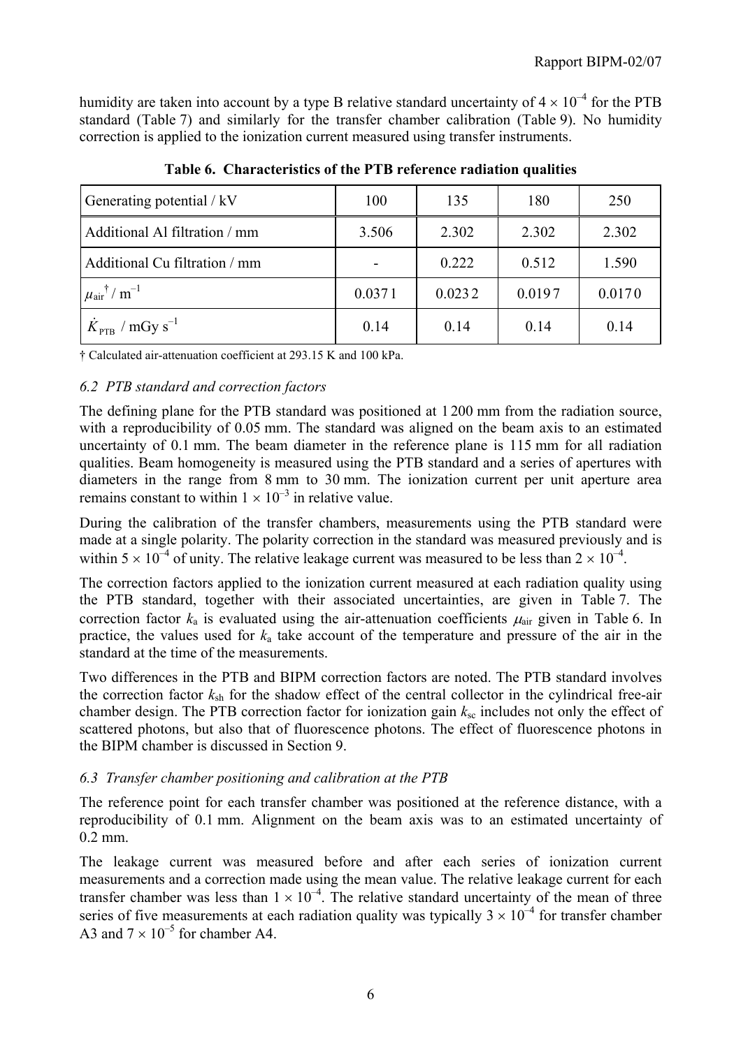humidity are taken into account by a type B relative standard uncertainty of $4 \times 10^{-4}$ for the PTB standard (Table 7) and similarly for the transfer chamber calibration (Table 9). No humidity correction is applied to the ionization current measured using transfer instruments.

**Table 6. Characteristics of the PTB reference radiation qualities**

| Generating potential / kV | 100 | 135 | 180 | 250 |
|---|---|---|---|---|
| Additional Al filtration / mm | 3.506 | 2.302 | 2.302 | 2.302 |
| Additional Cu filtration / mm | - | 0.222 | 0.512 | 1.590 |
| $\mu_{air}{}^{\dagger}$ / $m^{-1}$ | 0.0371 | 0.0232 | 0.0197 | 0.0170 |
| $\dot{K}_{PTB}$ / mGy $s^{-1}$ | 0.14 | 0.14 | 0.14 | 0.14 |

† Calculated air-attenuation coefficient at 293.15 K and 100 kPa.

### *6.2 PTB standard and correction factors*

The defining plane for the PTB standard was positioned at 1 200 mm from the radiation source, with a reproducibility of 0.05 mm. The standard was aligned on the beam axis to an estimated uncertainty of 0.1 mm. The beam diameter in the reference plane is 115 mm for all radiation qualities. Beam homogeneity is measured using the PTB standard and a series of apertures with diameters in the range from 8 mm to 30 mm. The ionization current per unit aperture area remains constant to within $1 \times 10^{-3}$ in relative value.

During the calibration of the transfer chambers, measurements using the PTB standard were made at a single polarity. The polarity correction in the standard was measured previously and is within $5 \times 10^{-4}$ of unity. The relative leakage current was measured to be less than $2 \times 10^{-4}$.

The correction factors applied to the ionization current measured at each radiation quality using the PTB standard, together with their associated uncertainties, are given in Table 7. The correction factor $k_a$ is evaluated using the air-attenuation coefficients $\mu_{air}$ given in Table 6. In practice, the values used for $k_a$ take account of the temperature and pressure of the air in the standard at the time of the measurements.

Two differences in the PTB and BIPM correction factors are noted. The PTB standard involves the correction factor $k_{sh}$ for the shadow effect of the central collector in the cylindrical free-air chamber design. The PTB correction factor for ionization gain $k_{sc}$ includes not only the effect of scattered photons, but also that of fluorescence photons. The effect of fluorescence photons in the BIPM chamber is discussed in Section 9.

### *6.3 Transfer chamber positioning and calibration at the PTB*

The reference point for each transfer chamber was positioned at the reference distance, with a reproducibility of 0.1 mm. Alignment on the beam axis was to an estimated uncertainty of 0.2 mm.

The leakage current was measured before and after each series of ionization current measurements and a correction made using the mean value. The relative leakage current for each transfer chamber was less than $1 \times 10^{-4}$. The relative standard uncertainty of the mean of three series of five measurements at each radiation quality was typically $3 \times 10^{-4}$ for transfer chamber A3 and $7 \times 10^{-5}$ for chamber A4.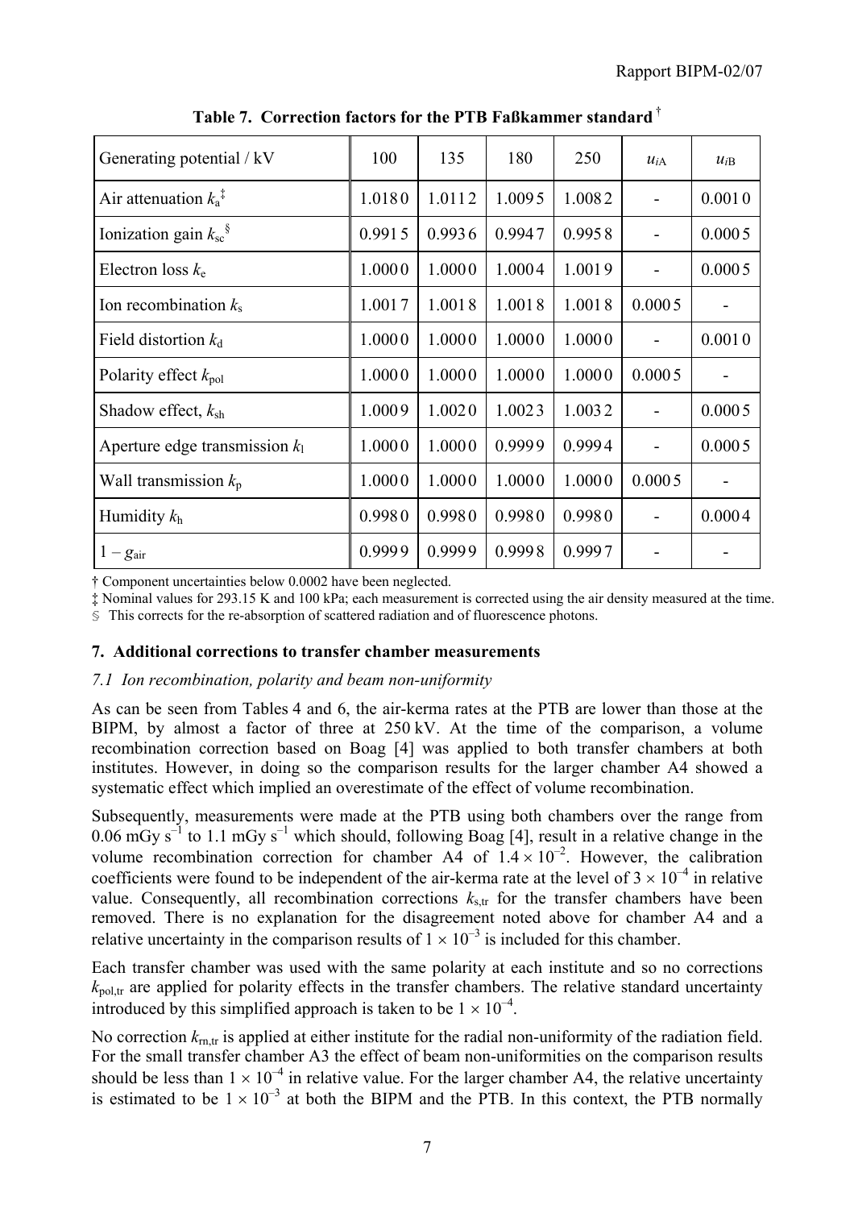**Table 7. Correction factors for the PTB Faßkammer standard †**

| Generating potential / kV | 100 | 135 | 180 | 250 | $u_{iA}$ | $u_{iB}$ |
|---|---|---|---|---|---|---|
| Air attenuation $k_a$ ‡ | 1.0180 | 1.0112 | 1.0095 | 1.0082 | - | 0.0010 |
| Ionization gain $k_{sc}$ § | 0.9915 | 0.9936 | 0.9947 | 0.9958 | - | 0.0005 |
| Electron loss $k_e$ | 1.0000 | 1.0000 | 1.0004 | 1.0019 | - | 0.0005 |
| Ion recombination $k_s$ | 1.0017 | 1.0018 | 1.0018 | 1.0018 | 0.0005 | - |
| Field distortion $k_d$ | 1.0000 | 1.0000 | 1.0000 | 1.0000 | - | 0.0010 |
| Polarity effect $k_{pol}$ | 1.0000 | 1.0000 | 1.0000 | 1.0000 | 0.0005 | - |
| Shadow effect, $k_{sh}$ | 1.0009 | 1.0020 | 1.0023 | 1.0032 | - | 0.0005 |
| Aperture edge transmission $k_l$ | 1.0000 | 1.0000 | 0.9999 | 0.9994 | - | 0.0005 |
| Wall transmission $k_p$ | 1.0000 | 1.0000 | 1.0000 | 1.0000 | 0.0005 | - |
| Humidity $k_h$ | 0.9980 | 0.9980 | 0.9980 | 0.9980 | - | 0.0004 |
| $1 - g_{air}$ | 0.9999 | 0.9999 | 0.9998 | 0.9997 | - | - |

† Component uncertainties below 0.0002 have been neglected.

‡ Nominal values for 293.15 K and 100 kPa; each measurement is corrected using the air density measured at the time.

§ This corrects for the re-absorption of scattered radiation and of fluorescence photons.

## 7. Additional corrections to transfer chamber measurements

### *7.1 Ion recombination, polarity and beam non-uniformity*

As can be seen from Tables 4 and 6, the air-kerma rates at the PTB are lower than those at the BIPM, by almost a factor of three at 250 kV. At the time of the comparison, a volume recombination correction based on Boag [4] was applied to both transfer chambers at both institutes. However, in doing so the comparison results for the larger chamber A4 showed a systematic effect which implied an overestimate of the effect of volume recombination.

Subsequently, measurements were made at the PTB using both chambers over the range from 0.06 mGy $s^{-1}$ to 1.1 mGy $s^{-1}$ which should, following Boag [4], result in a relative change in the volume recombination correction for chamber A4 of $1.4 \times 10^{-2}$. However, the calibration coefficients were found to be independent of the air-kerma rate at the level of $3 \times 10^{-4}$ in relative value. Consequently, all recombination corrections $k_{s,tr}$ for the transfer chambers have been removed. There is no explanation for the disagreement noted above for chamber A4 and a relative uncertainty in the comparison results of $1 \times 10^{-3}$ is included for this chamber.

Each transfer chamber was used with the same polarity at each institute and so no corrections $k_{pol,tr}$ are applied for polarity effects in the transfer chambers. The relative standard uncertainty introduced by this simplified approach is taken to be $1 \times 10^{-4}$.

No correction $k_{rn,tr}$ is applied at either institute for the radial non-uniformity of the radiation field. For the small transfer chamber A3 the effect of beam non-uniformities on the comparison results should be less than $1 \times 10^{-4}$ in relative value. For the larger chamber A4, the relative uncertainty is estimated to be $1 \times 10^{-3}$ at both the BIPM and the PTB. In this context, the PTB normally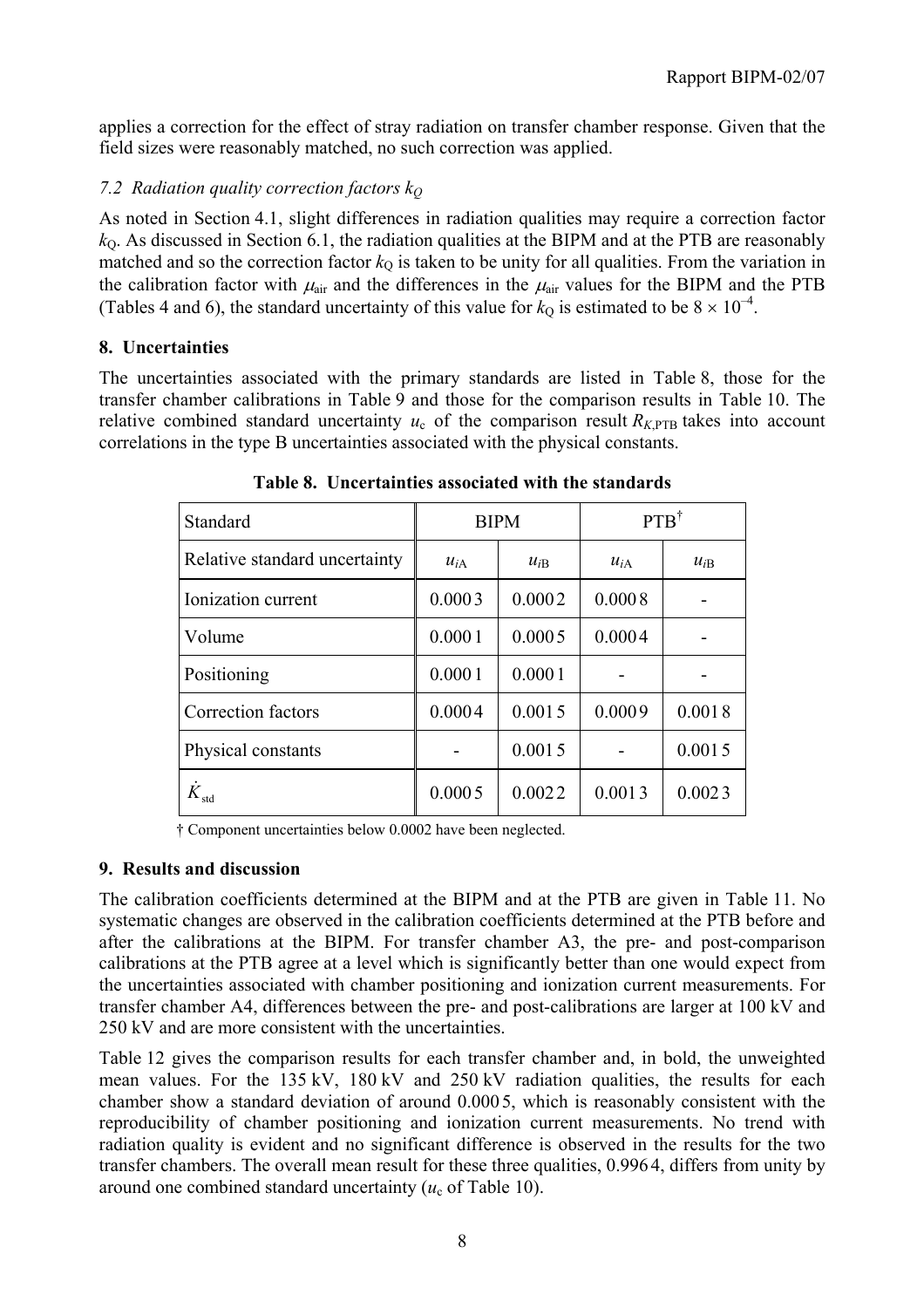applies a correction for the effect of stray radiation on transfer chamber response. Given that the field sizes were reasonably matched, no such correction was applied.

### *7.2 Radiation quality correction factors $k_Q$*

As noted in Section 4.1, slight differences in radiation qualities may require a correction factor $k_Q$. As discussed in Section 6.1, the radiation qualities at the BIPM and at the PTB are reasonably matched and so the correction factor $k_Q$ is taken to be unity for all qualities. From the variation in the calibration factor with $\mu_{air}$ and the differences in the $\mu_{air}$ values for the BIPM and the PTB (Tables 4 and 6), the standard uncertainty of this value for $k_Q$ is estimated to be $8 \times 10^{-4}$.

## 8. Uncertainties

The uncertainties associated with the primary standards are listed in Table 8, those for the transfer chamber calibrations in Table 9 and those for the comparison results in Table 10. The relative combined standard uncertainty $u_c$ of the comparison result $R_{K,\mathrm{PTB}}$ takes into account correlations in the type B uncertainties associated with the physical constants.

**Table 8. Uncertainties associated with the standards**

| Standard | BIPM | | PTB[†] | |
|---|---|---|---|---|
| Relative standard uncertainty | $u_{iA}$ | $u_{iB}$ | $u_{iA}$ | $u_{iB}$ |
| Ionization current | 0.0003 | 0.0002 | 0.0008 | - |
| Volume | 0.0001 | 0.0005 | 0.0004 | - |
| Positioning | 0.0001 | 0.0001 | - | - |
| Correction factors | 0.0004 | 0.0015 | 0.0009 | 0.0018 |
| Physical constants | - | 0.0015 | - | 0.0015 |
| $\dot{K}_{\mathrm{std}}$ | 0.0005 | 0.0022 | 0.0013 | 0.0023 |

† Component uncertainties below 0.0002 have been neglected.

## 9. Results and discussion

The calibration coefficients determined at the BIPM and at the PTB are given in Table 11. No systematic changes are observed in the calibration coefficients determined at the PTB before and after the calibrations at the BIPM. For transfer chamber A3, the pre- and post-comparison calibrations at the PTB agree at a level which is significantly better than one would expect from the uncertainties associated with chamber positioning and ionization current measurements. For transfer chamber A4, differences between the pre- and post-calibrations are larger at 100 kV and 250 kV and are more consistent with the uncertainties.

Table 12 gives the comparison results for each transfer chamber and, in bold, the unweighted mean values. For the 135 kV, 180 kV and 250 kV radiation qualities, the results for each chamber show a standard deviation of around 0.0005, which is reasonably consistent with the reproducibility of chamber positioning and ionization current measurements. No trend with radiation quality is evident and no significant difference is observed in the results for the two transfer chambers. The overall mean result for these three qualities, 0.9964, differs from unity by around one combined standard uncertainty ($u_c$ of Table 10).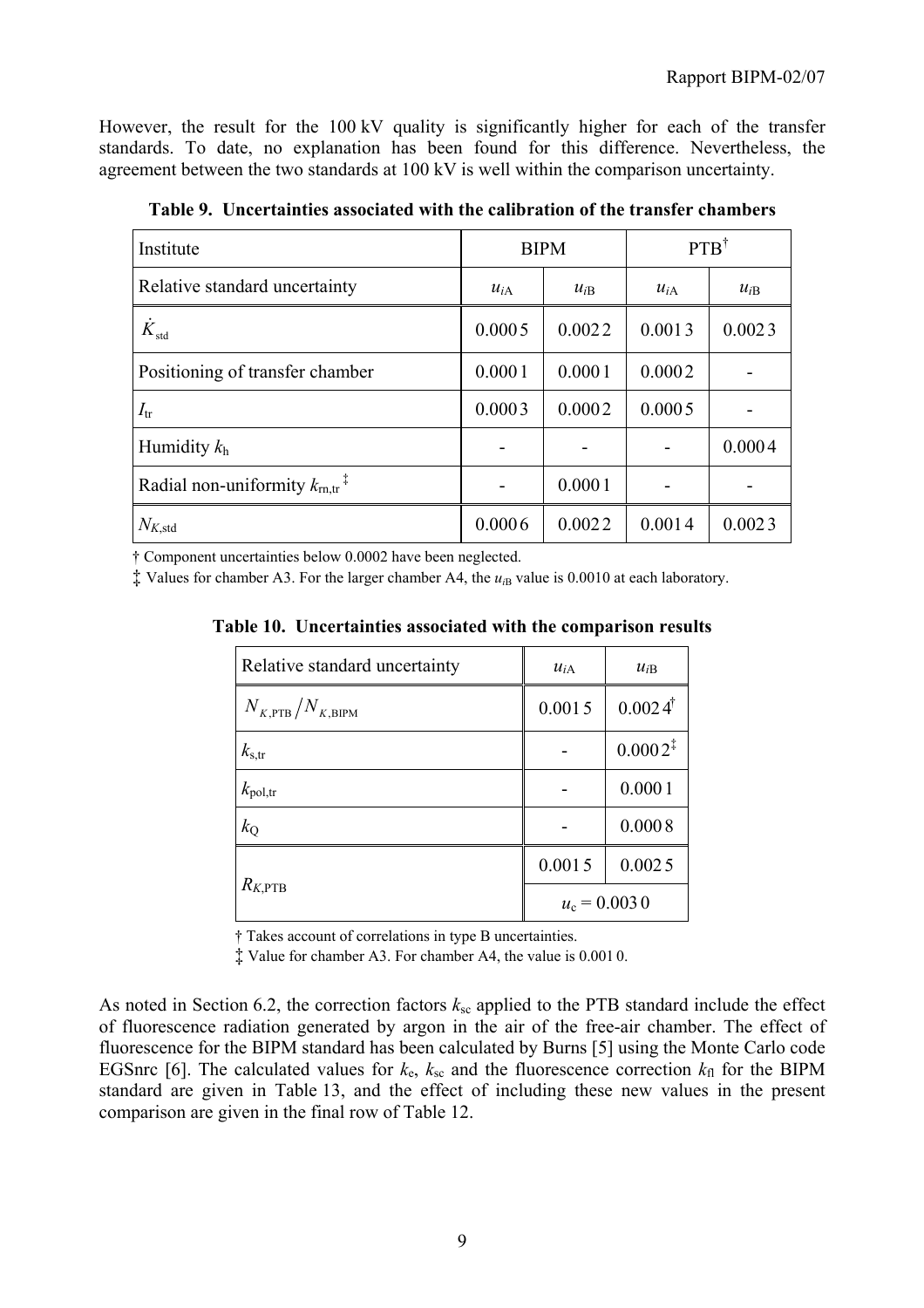However, the result for the 100 kV quality is significantly higher for each of the transfer standards. To date, no explanation has been found for this difference. Nevertheless, the agreement between the two standards at 100 kV is well within the comparison uncertainty.

**Table 9. Uncertainties associated with the calibration of the transfer chambers**

| Institute | BIPM | | PTB† | |
|---|---|---|---|---|
| Relative standard uncertainty | $u_{iA}$ | $u_{iB}$ | $u_{iA}$ | $u_{iB}$ |
| $\dot{K}_{std}$ | 0.000 5 | 0.002 2 | 0.001 3 | 0.002 3 |
| Positioning of transfer chamber | 0.000 1 | 0.000 1 | 0.000 2 | - |
| $I_{tr}$ | 0.000 3 | 0.000 2 | 0.000 5 | - |
| Humidity $k_h$ | - | - | - | 0.000 4 |
| Radial non-uniformity $k_{rn,tr}$ ‡ | - | 0.000 1 | - | - |
| $N_{K,std}$ | 0.000 6 | 0.002 2 | 0.001 4 | 0.002 3 |

† Component uncertainties below 0.0002 have been neglected.

‡ Values for chamber A3. For the larger chamber A4, the $u_{iB}$ value is 0.0010 at each laboratory.

**Table 10. Uncertainties associated with the comparison results**

| Relative standard uncertainty | $u_{iA}$ | $u_{iB}$ |
|---|---|---|
| $N_{K,PTB}/N_{K,BIPM}$ | 0.001 5 | 0.002 4† |
| $k_{s,tr}$ | - | 0.000 2‡ |
| $k_{pol,tr}$ | - | 0.000 1 |
| $k_Q$ | - | 0.000 8 |
| $R_{K,PTB}$ | 0.001 5 | 0.002 5 |
| | $u_c$ = 0.003 0 | |

† Takes account of correlations in type B uncertainties.

‡ Value for chamber A3. For chamber A4, the value is 0.001 0.

As noted in Section 6.2, the correction factors $k_{sc}$ applied to the PTB standard include the effect of fluorescence radiation generated by argon in the air of the free-air chamber. The effect of fluorescence for the BIPM standard has been calculated by Burns [5] using the Monte Carlo code EGSnrc [6]. The calculated values for $k_e$, $k_{sc}$ and the fluorescence correction $k_{fl}$ for the BIPM standard are given in Table 13, and the effect of including these new values in the present comparison are given in the final row of Table 12.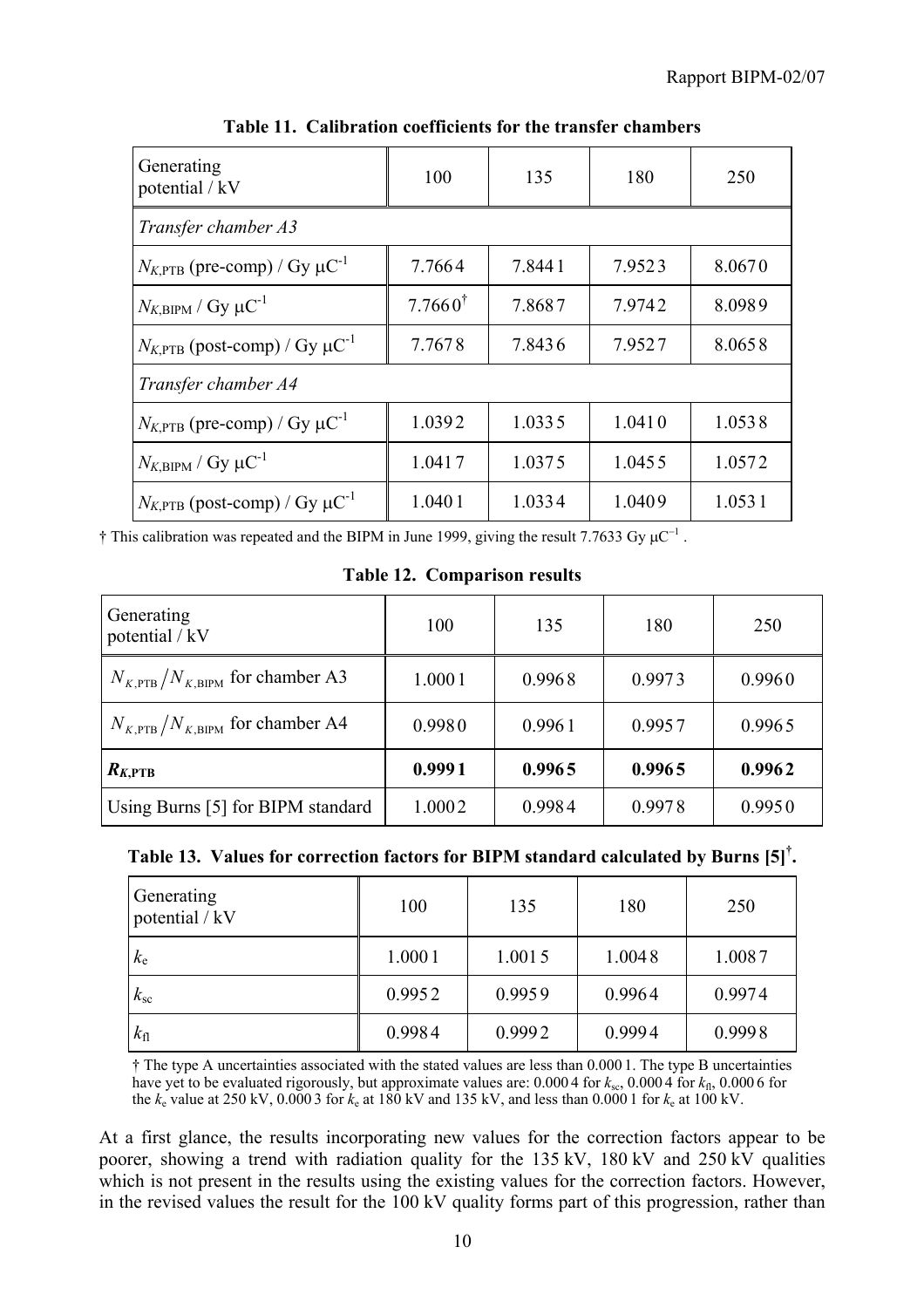**Table 11. Calibration coefficients for the transfer chambers**

| Generating potential / kV | 100 | 135 | 180 | 250 |
|---|---|---|---|---|
| *Transfer chamber A3* | | | | |
| $N_{K,\mathrm{PTB}}$ (pre-comp) / Gy $\mu$C$^{-1}$ | 7.7664 | 7.8441 | 7.9523 | 8.0670 |
| $N_{K,\mathrm{BIPM}}$ / Gy $\mu$C$^{-1}$ | 7.7660† | 7.8687 | 7.9742 | 8.0989 |
| $N_{K,\mathrm{PTB}}$ (post-comp) / Gy $\mu$C$^{-1}$ | 7.7678 | 7.8436 | 7.9527 | 8.0658 |
| *Transfer chamber A4* | | | | |
| $N_{K,\mathrm{PTB}}$ (pre-comp) / Gy $\mu$C$^{-1}$ | 1.0392 | 1.0335 | 1.0410 | 1.0538 |
| $N_{K,\mathrm{BIPM}}$ / Gy $\mu$C$^{-1}$ | 1.0417 | 1.0375 | 1.0455 | 1.0572 |
| $N_{K,\mathrm{PTB}}$ (post-comp) / Gy $\mu$C$^{-1}$ | 1.0401 | 1.0334 | 1.0409 | 1.0531 |

† This calibration was repeated and the BIPM in June 1999, giving the result 7.7633 Gy $\mu$C$^{-1}$ .

**Table 12. Comparison results**

| Generating potential / kV | 100 | 135 | 180 | 250 |
|---|---|---|---|---|
| $N_{K,\mathrm{PTB}}/N_{K,\mathrm{BIPM}}$ for chamber A3 | 1.0001 | 0.9968 | 0.9973 | 0.9960 |
| $N_{K,\mathrm{PTB}}/N_{K,\mathrm{BIPM}}$ for chamber A4 | 0.9980 | 0.9961 | 0.9957 | 0.9965 |
| $\boldsymbol{R_{K,\mathrm{PTB}}}$ | **0.9991** | **0.9965** | **0.9965** | **0.9962** |
| Using Burns [5] for BIPM standard | 1.0002 | 0.9984 | 0.9978 | 0.9950 |

**Table 13. Values for correction factors for BIPM standard calculated by Burns [5]†.**

| Generating potential / kV | 100 | 135 | 180 | 250 |
|---|---|---|---|---|
| $k_{\mathrm{e}}$ | 1.0001 | 1.0015 | 1.0048 | 1.0087 |
| $k_{\mathrm{sc}}$ | 0.9952 | 0.9959 | 0.9964 | 0.9974 |
| $k_{\mathrm{fl}}$ | 0.9984 | 0.9992 | 0.9994 | 0.9998 |

† The type A uncertainties associated with the stated values are less than 0.0001. The type B uncertainties have yet to be evaluated rigorously, but approximate values are: 0.0004 for $k_{\mathrm{sc}}$, 0.0004 for $k_{\mathrm{fl}}$, 0.0006 for the $k_{\mathrm{e}}$ value at 250 kV, 0.0003 for $k_{\mathrm{e}}$ at 180 kV and 135 kV, and less than 0.0001 for $k_{\mathrm{e}}$ at 100 kV.

At a first glance, the results incorporating new values for the correction factors appear to be poorer, showing a trend with radiation quality for the 135 kV, 180 kV and 250 kV qualities which is not present in the results using the existing values for the correction factors. However, in the revised values the result for the 100 kV quality forms part of this progression, rather than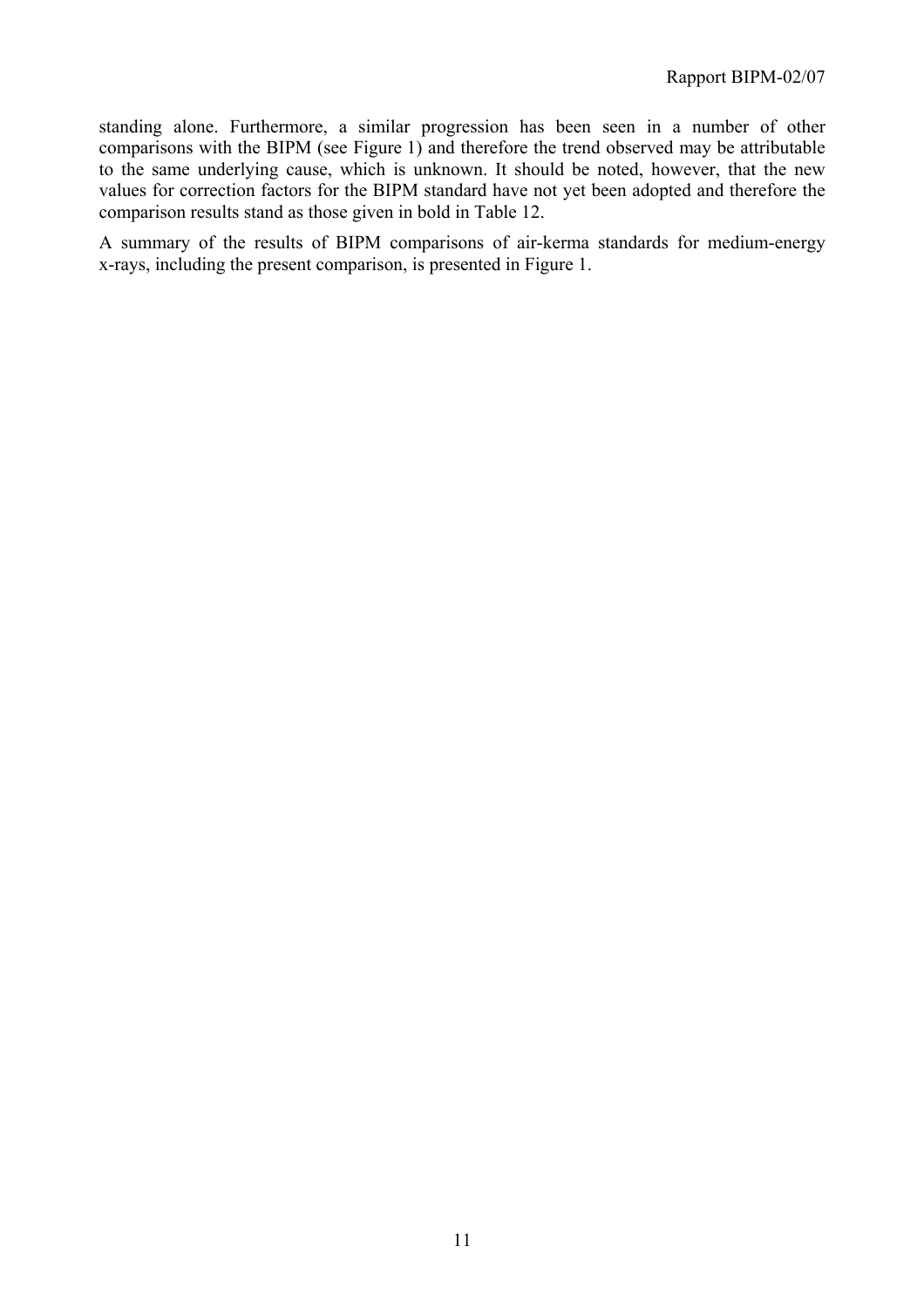standing alone. Furthermore, a similar progression has been seen in a number of other comparisons with the BIPM (see Figure 1) and therefore the trend observed may be attributable to the same underlying cause, which is unknown. It should be noted, however, that the new values for correction factors for the BIPM standard have not yet been adopted and therefore the comparison results stand as those given in bold in Table 12.

A summary of the results of BIPM comparisons of air-kerma standards for medium-energy x-rays, including the present comparison, is presented in Figure 1.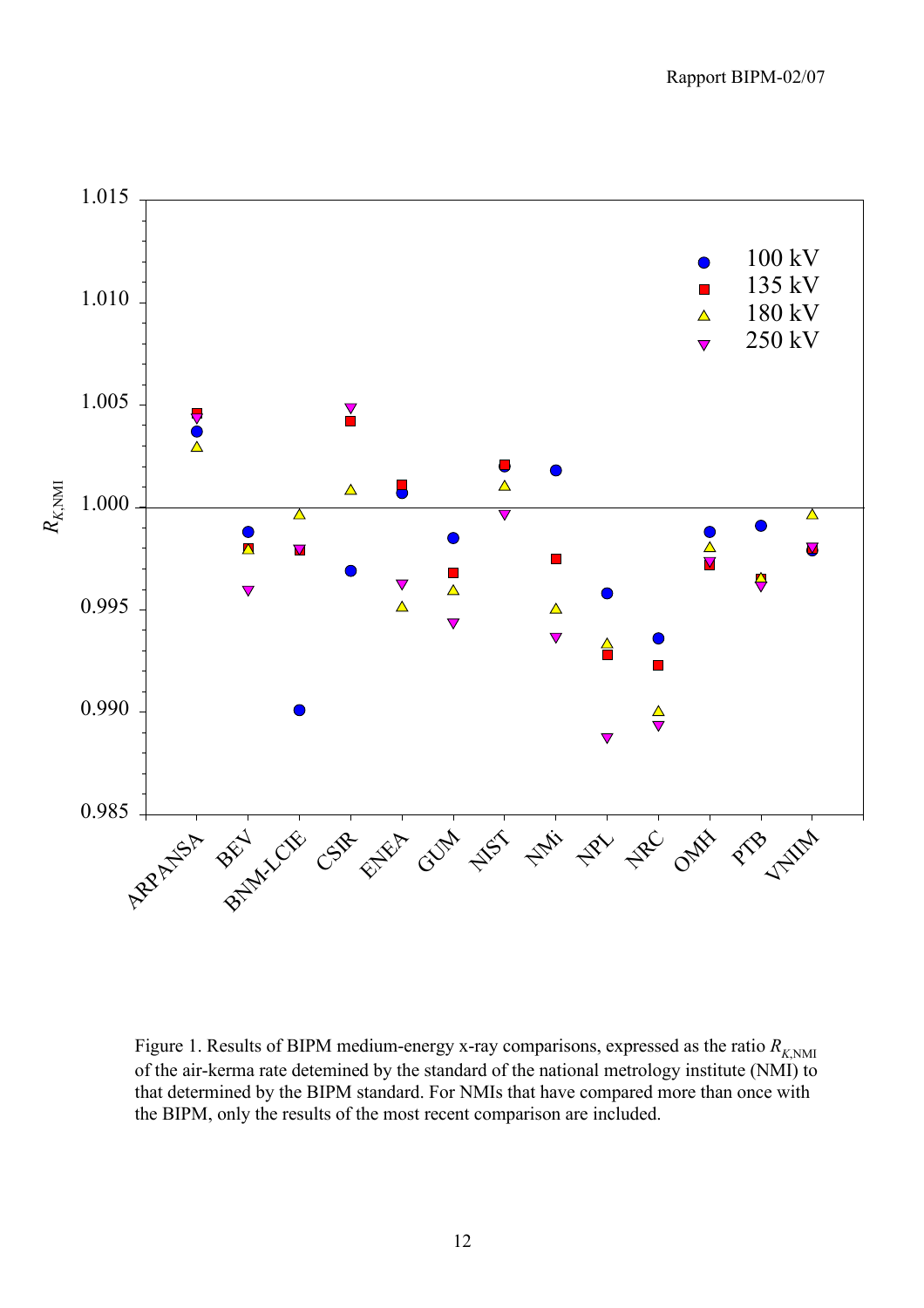Figure 1. Results of BIPM medium-energy x-ray comparisons, expressed as the ratio $R_{K,\mathrm{NMI}}$ of the air-kerma rate detemined by the standard of the national metrology institute (NMI) to that determined by the BIPM standard. For NMIs that have compared more than once with the BIPM, only the results of the most recent comparison are included.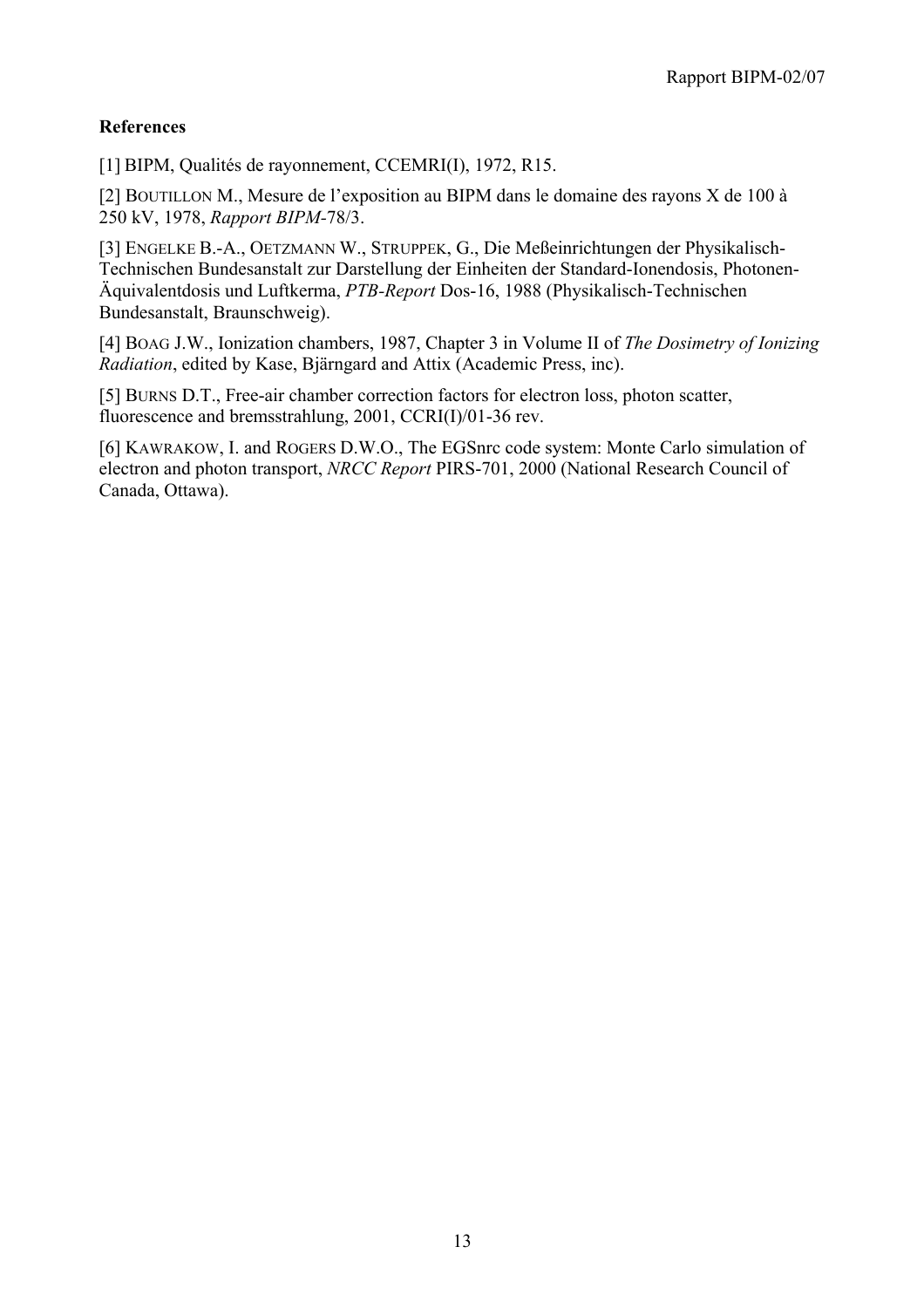**References**

[1] BIPM, Qualités de rayonnement, CCEMRI(I), 1972, R15.

[2] BOUTILLON M., Mesure de l'exposition au BIPM dans le domaine des rayons X de 100 à 250 kV, 1978, *Rapport BIPM*-78/3.

[3] ENGELKE B.-A., OETZMANN W., STRUPPEK, G., Die Meßeinrichtungen der Physikalisch-Technischen Bundesanstalt zur Darstellung der Einheiten der Standard-Ionendosis, Photonen-Äquivalentdosis und Luftkerma, *PTB-Report* Dos-16, 1988 (Physikalisch-Technischen Bundesanstalt, Braunschweig).

[4] BOAG J.W., Ionization chambers, 1987, Chapter 3 in Volume II of *The Dosimetry of Ionizing Radiation*, edited by Kase, Bjärngard and Attix (Academic Press, inc).

[5] BURNS D.T., Free-air chamber correction factors for electron loss, photon scatter, fluorescence and bremsstrahlung, 2001, CCRI(I)/01-36 rev.

[6] KAWRAKOW, I. and ROGERS D.W.O., The EGSnrc code system: Monte Carlo simulation of electron and photon transport, *NRCC Report* PIRS-701, 2000 (National Research Council of Canada, Ottawa).